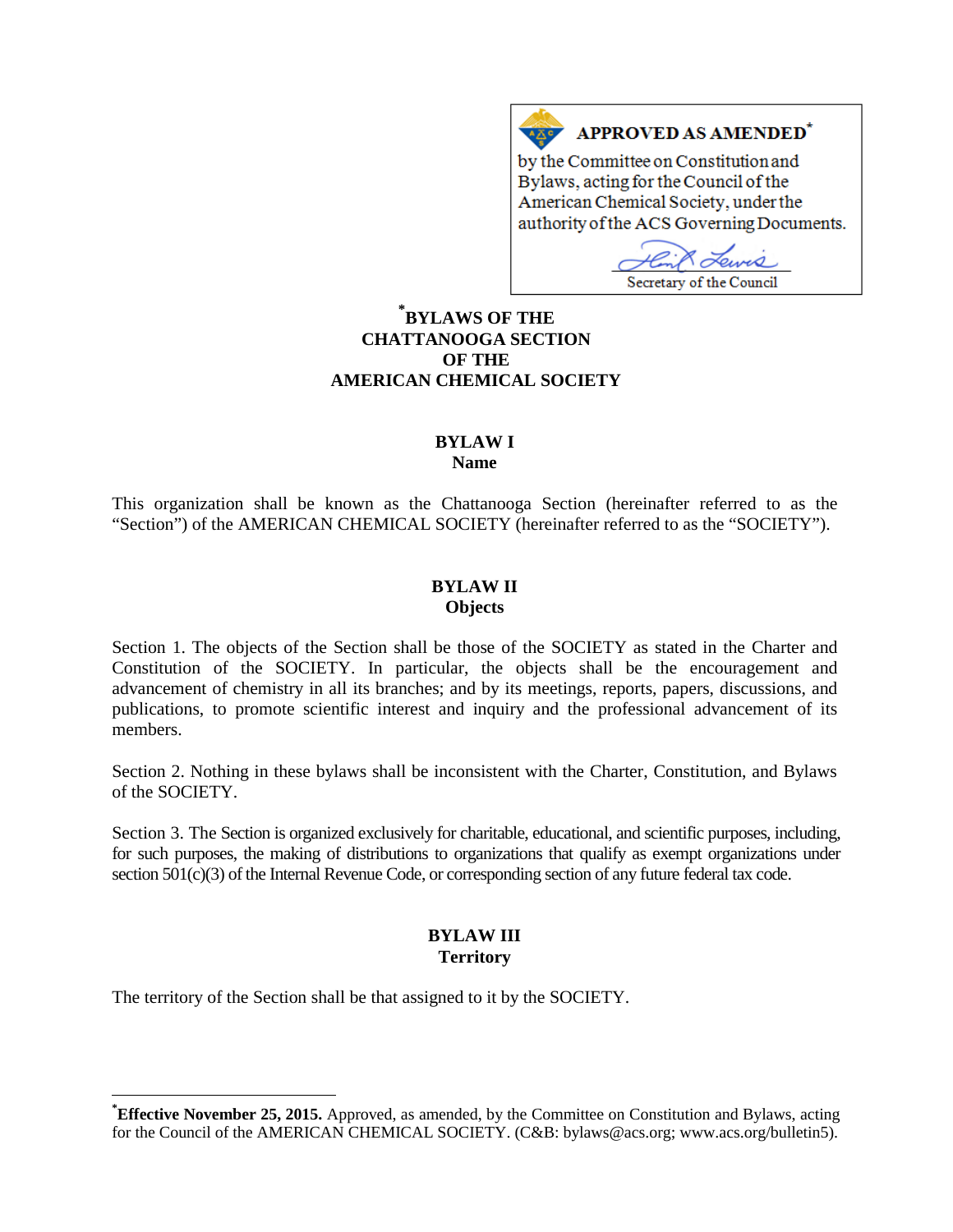**APPROVED AS AMENDED***

by the Committee on Constitution and Bylaws, acting for the Council of the American Chemical Society, under the authority of the ACS Governing Documents.

Secretary of the Council

# *BYLAWS OF THE CHATTANOOGA SECTION OF THE AMERICAN CHEMICAL SOCIETY

## BYLAW I
## Name

This organization shall be known as the Chattanooga Section (hereinafter referred to as the "Section") of the AMERICAN CHEMICAL SOCIETY (hereinafter referred to as the "SOCIETY").

## BYLAW II
## Objects

Section 1. The objects of the Section shall be those of the SOCIETY as stated in the Charter and Constitution of the SOCIETY. In particular, the objects shall be the encouragement and advancement of chemistry in all its branches; and by its meetings, reports, papers, discussions, and publications, to promote scientific interest and inquiry and the professional advancement of its members.

Section 2. Nothing in these bylaws shall be inconsistent with the Charter, Constitution, and Bylaws of the SOCIETY.

Section 3. The Section is organized exclusively for charitable, educational, and scientific purposes, including, for such purposes, the making of distributions to organizations that qualify as exempt organizations under section 501(c)(3) of the Internal Revenue Code, or corresponding section of any future federal tax code.

## BYLAW III
## Territory

The territory of the Section shall be that assigned to it by the SOCIETY.

---

***Effective November 25, 2015.** Approved, as amended, by the Committee on Constitution and Bylaws, acting for the Council of the AMERICAN CHEMICAL SOCIETY. (C&B: bylaws@acs.org; www.acs.org/bulletin5).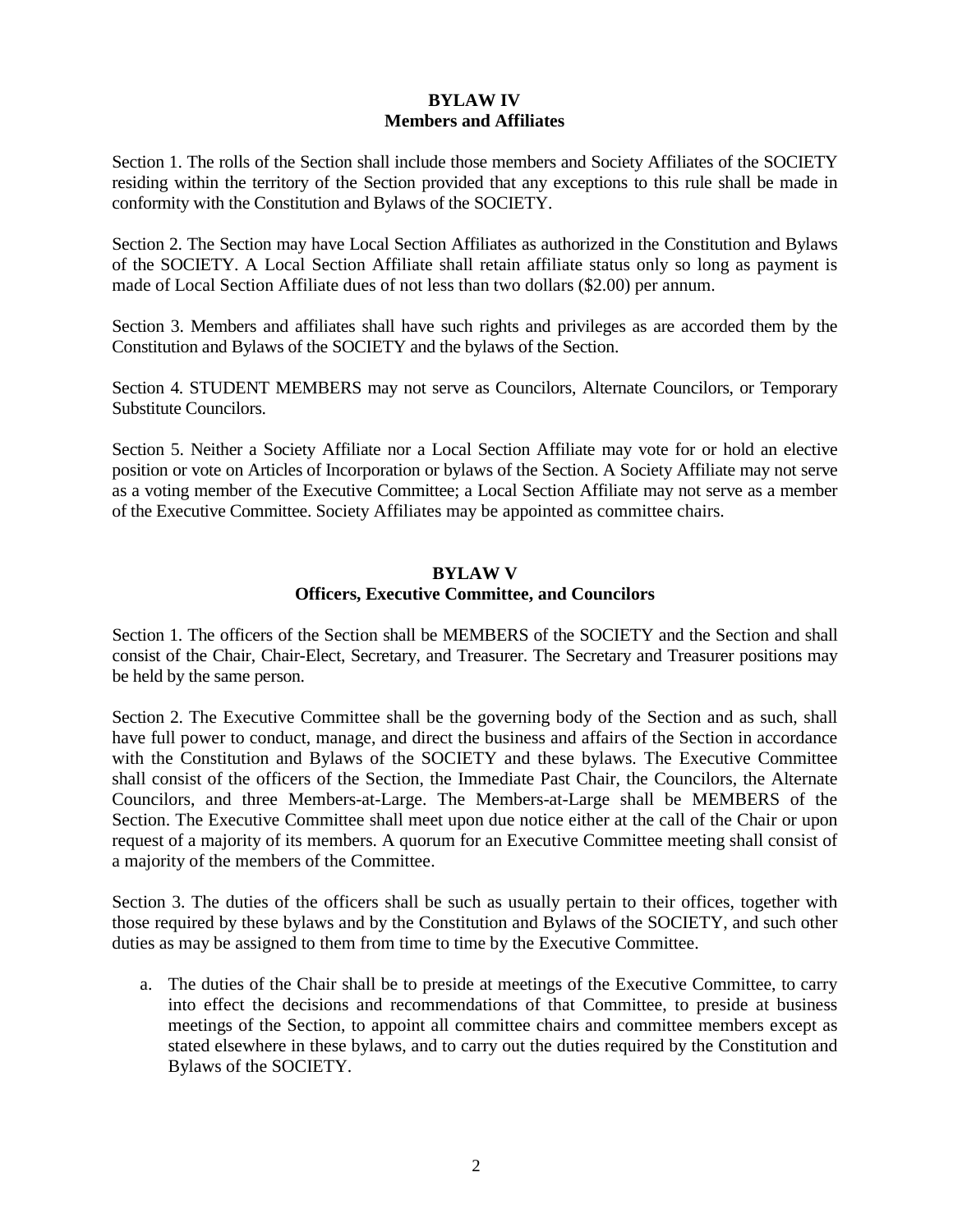## BYLAW IV
## Members and Affiliates

Section 1. The rolls of the Section shall include those members and Society Affiliates of the SOCIETY residing within the territory of the Section provided that any exceptions to this rule shall be made in conformity with the Constitution and Bylaws of the SOCIETY.

Section 2. The Section may have Local Section Affiliates as authorized in the Constitution and Bylaws of the SOCIETY. A Local Section Affiliate shall retain affiliate status only so long as payment is made of Local Section Affiliate dues of not less than two dollars ($2.00) per annum.

Section 3. Members and affiliates shall have such rights and privileges as are accorded them by the Constitution and Bylaws of the SOCIETY and the bylaws of the Section.

Section 4. STUDENT MEMBERS may not serve as Councilors, Alternate Councilors, or Temporary Substitute Councilors.

Section 5. Neither a Society Affiliate nor a Local Section Affiliate may vote for or hold an elective position or vote on Articles of Incorporation or bylaws of the Section. A Society Affiliate may not serve as a voting member of the Executive Committee; a Local Section Affiliate may not serve as a member of the Executive Committee. Society Affiliates may be appointed as committee chairs.

## BYLAW V
## Officers, Executive Committee, and Councilors

Section 1. The officers of the Section shall be MEMBERS of the SOCIETY and the Section and shall consist of the Chair, Chair-Elect, Secretary, and Treasurer. The Secretary and Treasurer positions may be held by the same person.

Section 2. The Executive Committee shall be the governing body of the Section and as such, shall have full power to conduct, manage, and direct the business and affairs of the Section in accordance with the Constitution and Bylaws of the SOCIETY and these bylaws. The Executive Committee shall consist of the officers of the Section, the Immediate Past Chair, the Councilors, the Alternate Councilors, and three Members-at-Large. The Members-at-Large shall be MEMBERS of the Section. The Executive Committee shall meet upon due notice either at the call of the Chair or upon request of a majority of its members. A quorum for an Executive Committee meeting shall consist of a majority of the members of the Committee.

Section 3. The duties of the officers shall be such as usually pertain to their offices, together with those required by these bylaws and by the Constitution and Bylaws of the SOCIETY, and such other duties as may be assigned to them from time to time by the Executive Committee.

a. The duties of the Chair shall be to preside at meetings of the Executive Committee, to carry into effect the decisions and recommendations of that Committee, to preside at business meetings of the Section, to appoint all committee chairs and committee members except as stated elsewhere in these bylaws, and to carry out the duties required by the Constitution and Bylaws of the SOCIETY.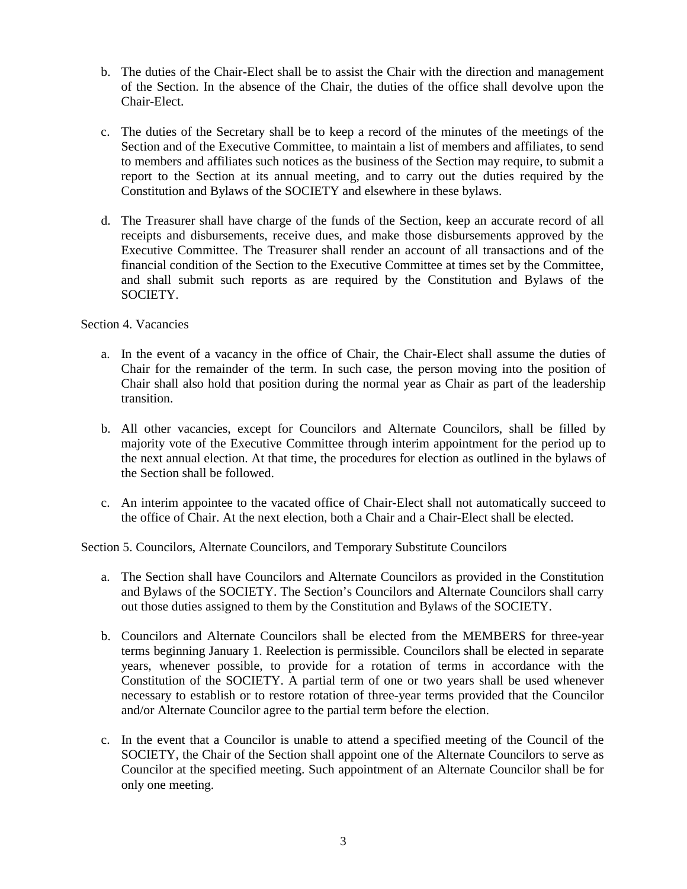b. The duties of the Chair-Elect shall be to assist the Chair with the direction and management of the Section. In the absence of the Chair, the duties of the office shall devolve upon the Chair-Elect.

c. The duties of the Secretary shall be to keep a record of the minutes of the meetings of the Section and of the Executive Committee, to maintain a list of members and affiliates, to send to members and affiliates such notices as the business of the Section may require, to submit a report to the Section at its annual meeting, and to carry out the duties required by the Constitution and Bylaws of the SOCIETY and elsewhere in these bylaws.

d. The Treasurer shall have charge of the funds of the Section, keep an accurate record of all receipts and disbursements, receive dues, and make those disbursements approved by the Executive Committee. The Treasurer shall render an account of all transactions and of the financial condition of the Section to the Executive Committee at times set by the Committee, and shall submit such reports as are required by the Constitution and Bylaws of the SOCIETY.

Section 4. Vacancies

a. In the event of a vacancy in the office of Chair, the Chair-Elect shall assume the duties of Chair for the remainder of the term. In such case, the person moving into the position of Chair shall also hold that position during the normal year as Chair as part of the leadership transition.

b. All other vacancies, except for Councilors and Alternate Councilors, shall be filled by majority vote of the Executive Committee through interim appointment for the period up to the next annual election. At that time, the procedures for election as outlined in the bylaws of the Section shall be followed.

c. An interim appointee to the vacated office of Chair-Elect shall not automatically succeed to the office of Chair. At the next election, both a Chair and a Chair-Elect shall be elected.

Section 5. Councilors, Alternate Councilors, and Temporary Substitute Councilors

a. The Section shall have Councilors and Alternate Councilors as provided in the Constitution and Bylaws of the SOCIETY. The Section's Councilors and Alternate Councilors shall carry out those duties assigned to them by the Constitution and Bylaws of the SOCIETY.

b. Councilors and Alternate Councilors shall be elected from the MEMBERS for three-year terms beginning January 1. Reelection is permissible. Councilors shall be elected in separate years, whenever possible, to provide for a rotation of terms in accordance with the Constitution of the SOCIETY. A partial term of one or two years shall be used whenever necessary to establish or to restore rotation of three-year terms provided that the Councilor and/or Alternate Councilor agree to the partial term before the election.

c. In the event that a Councilor is unable to attend a specified meeting of the Council of the SOCIETY, the Chair of the Section shall appoint one of the Alternate Councilors to serve as Councilor at the specified meeting. Such appointment of an Alternate Councilor shall be for only one meeting.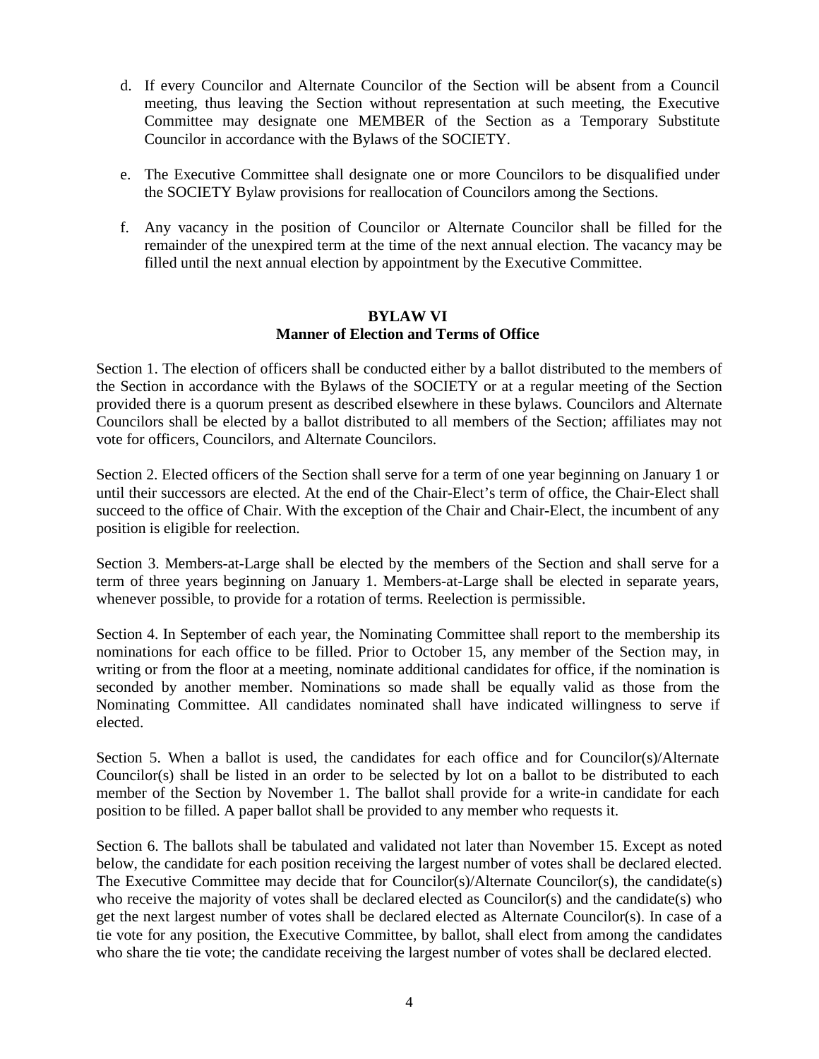d. If every Councilor and Alternate Councilor of the Section will be absent from a Council meeting, thus leaving the Section without representation at such meeting, the Executive Committee may designate one MEMBER of the Section as a Temporary Substitute Councilor in accordance with the Bylaws of the SOCIETY.

e. The Executive Committee shall designate one or more Councilors to be disqualified under the SOCIETY Bylaw provisions for reallocation of Councilors among the Sections.

f. Any vacancy in the position of Councilor or Alternate Councilor shall be filled for the remainder of the unexpired term at the time of the next annual election. The vacancy may be filled until the next annual election by appointment by the Executive Committee.

## BYLAW VI
## Manner of Election and Terms of Office

Section 1. The election of officers shall be conducted either by a ballot distributed to the members of the Section in accordance with the Bylaws of the SOCIETY or at a regular meeting of the Section provided there is a quorum present as described elsewhere in these bylaws. Councilors and Alternate Councilors shall be elected by a ballot distributed to all members of the Section; affiliates may not vote for officers, Councilors, and Alternate Councilors.

Section 2. Elected officers of the Section shall serve for a term of one year beginning on January 1 or until their successors are elected. At the end of the Chair-Elect's term of office, the Chair-Elect shall succeed to the office of Chair. With the exception of the Chair and Chair-Elect, the incumbent of any position is eligible for reelection.

Section 3. Members-at-Large shall be elected by the members of the Section and shall serve for a term of three years beginning on January 1. Members-at-Large shall be elected in separate years, whenever possible, to provide for a rotation of terms. Reelection is permissible.

Section 4. In September of each year, the Nominating Committee shall report to the membership its nominations for each office to be filled. Prior to October 15, any member of the Section may, in writing or from the floor at a meeting, nominate additional candidates for office, if the nomination is seconded by another member. Nominations so made shall be equally valid as those from the Nominating Committee. All candidates nominated shall have indicated willingness to serve if elected.

Section 5. When a ballot is used, the candidates for each office and for Councilor(s)/Alternate Councilor(s) shall be listed in an order to be selected by lot on a ballot to be distributed to each member of the Section by November 1. The ballot shall provide for a write-in candidate for each position to be filled. A paper ballot shall be provided to any member who requests it.

Section 6. The ballots shall be tabulated and validated not later than November 15. Except as noted below, the candidate for each position receiving the largest number of votes shall be declared elected. The Executive Committee may decide that for Councilor(s)/Alternate Councilor(s), the candidate(s) who receive the majority of votes shall be declared elected as Councilor(s) and the candidate(s) who get the next largest number of votes shall be declared elected as Alternate Councilor(s). In case of a tie vote for any position, the Executive Committee, by ballot, shall elect from among the candidates who share the tie vote; the candidate receiving the largest number of votes shall be declared elected.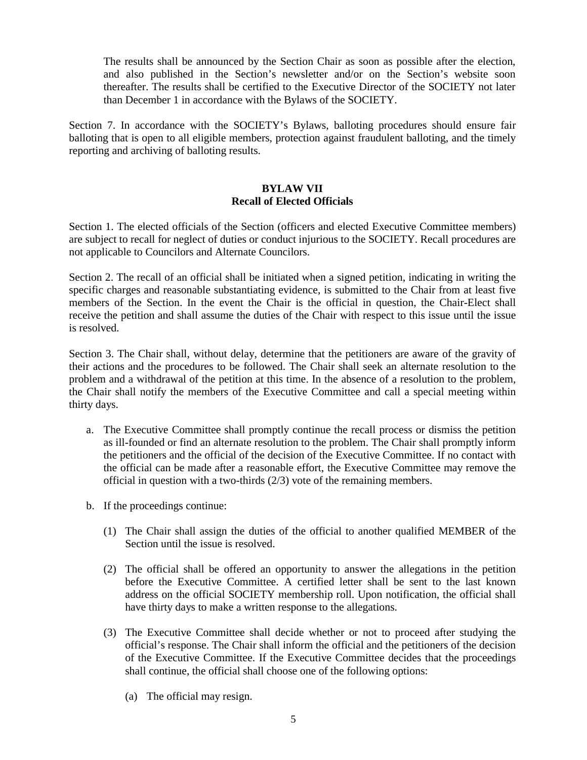The results shall be announced by the Section Chair as soon as possible after the election, and also published in the Section's newsletter and/or on the Section's website soon thereafter. The results shall be certified to the Executive Director of the SOCIETY not later than December 1 in accordance with the Bylaws of the SOCIETY.

Section 7. In accordance with the SOCIETY's Bylaws, balloting procedures should ensure fair balloting that is open to all eligible members, protection against fraudulent balloting, and the timely reporting and archiving of balloting results.

## BYLAW VII
## Recall of Elected Officials

Section 1. The elected officials of the Section (officers and elected Executive Committee members) are subject to recall for neglect of duties or conduct injurious to the SOCIETY. Recall procedures are not applicable to Councilors and Alternate Councilors.

Section 2. The recall of an official shall be initiated when a signed petition, indicating in writing the specific charges and reasonable substantiating evidence, is submitted to the Chair from at least five members of the Section. In the event the Chair is the official in question, the Chair-Elect shall receive the petition and shall assume the duties of the Chair with respect to this issue until the issue is resolved.

Section 3. The Chair shall, without delay, determine that the petitioners are aware of the gravity of their actions and the procedures to be followed. The Chair shall seek an alternate resolution to the problem and a withdrawal of the petition at this time. In the absence of a resolution to the problem, the Chair shall notify the members of the Executive Committee and call a special meeting within thirty days.

a. The Executive Committee shall promptly continue the recall process or dismiss the petition as ill-founded or find an alternate resolution to the problem. The Chair shall promptly inform the petitioners and the official of the decision of the Executive Committee. If no contact with the official can be made after a reasonable effort, the Executive Committee may remove the official in question with a two-thirds (2/3) vote of the remaining members.

b. If the proceedings continue:

   (1) The Chair shall assign the duties of the official to another qualified MEMBER of the Section until the issue is resolved.

   (2) The official shall be offered an opportunity to answer the allegations in the petition before the Executive Committee. A certified letter shall be sent to the last known address on the official SOCIETY membership roll. Upon notification, the official shall have thirty days to make a written response to the allegations.

   (3) The Executive Committee shall decide whether or not to proceed after studying the official's response. The Chair shall inform the official and the petitioners of the decision of the Executive Committee. If the Executive Committee decides that the proceedings shall continue, the official shall choose one of the following options:

      (a) The official may resign.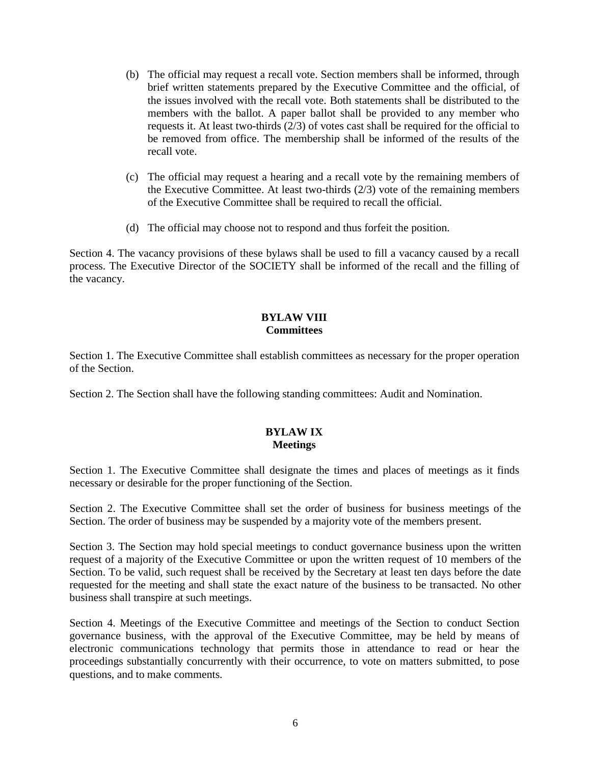(b) The official may request a recall vote. Section members shall be informed, through brief written statements prepared by the Executive Committee and the official, of the issues involved with the recall vote. Both statements shall be distributed to the members with the ballot. A paper ballot shall be provided to any member who requests it. At least two-thirds (2/3) of votes cast shall be required for the official to be removed from office. The membership shall be informed of the results of the recall vote.

(c) The official may request a hearing and a recall vote by the remaining members of the Executive Committee. At least two-thirds (2/3) vote of the remaining members of the Executive Committee shall be required to recall the official.

(d) The official may choose not to respond and thus forfeit the position.

Section 4. The vacancy provisions of these bylaws shall be used to fill a vacancy caused by a recall process. The Executive Director of the SOCIETY shall be informed of the recall and the filling of the vacancy.

## BYLAW VIII
## Committees

Section 1. The Executive Committee shall establish committees as necessary for the proper operation of the Section.

Section 2. The Section shall have the following standing committees: Audit and Nomination.

## BYLAW IX
## Meetings

Section 1. The Executive Committee shall designate the times and places of meetings as it finds necessary or desirable for the proper functioning of the Section.

Section 2. The Executive Committee shall set the order of business for business meetings of the Section. The order of business may be suspended by a majority vote of the members present.

Section 3. The Section may hold special meetings to conduct governance business upon the written request of a majority of the Executive Committee or upon the written request of 10 members of the Section. To be valid, such request shall be received by the Secretary at least ten days before the date requested for the meeting and shall state the exact nature of the business to be transacted. No other business shall transpire at such meetings.

Section 4. Meetings of the Executive Committee and meetings of the Section to conduct Section governance business, with the approval of the Executive Committee, may be held by means of electronic communications technology that permits those in attendance to read or hear the proceedings substantially concurrently with their occurrence, to vote on matters submitted, to pose questions, and to make comments.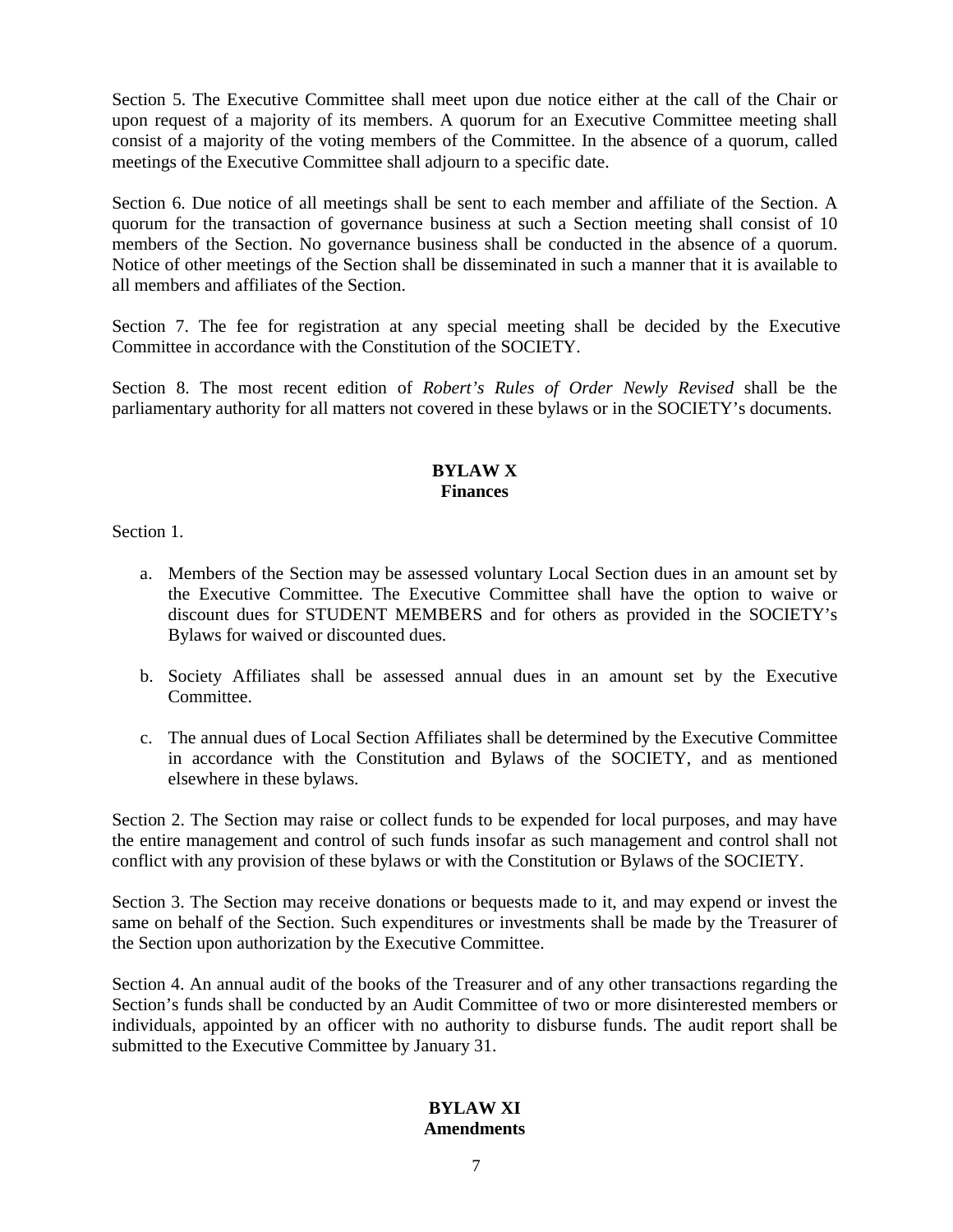Section 5. The Executive Committee shall meet upon due notice either at the call of the Chair or upon request of a majority of its members. A quorum for an Executive Committee meeting shall consist of a majority of the voting members of the Committee. In the absence of a quorum, called meetings of the Executive Committee shall adjourn to a specific date.

Section 6. Due notice of all meetings shall be sent to each member and affiliate of the Section. A quorum for the transaction of governance business at such a Section meeting shall consist of 10 members of the Section. No governance business shall be conducted in the absence of a quorum. Notice of other meetings of the Section shall be disseminated in such a manner that it is available to all members and affiliates of the Section.

Section 7. The fee for registration at any special meeting shall be decided by the Executive Committee in accordance with the Constitution of the SOCIETY.

Section 8. The most recent edition of *Robert's Rules of Order Newly Revised* shall be the parliamentary authority for all matters not covered in these bylaws or in the SOCIETY's documents.

## BYLAW X
## Finances

Section 1.

a. Members of the Section may be assessed voluntary Local Section dues in an amount set by the Executive Committee. The Executive Committee shall have the option to waive or discount dues for STUDENT MEMBERS and for others as provided in the SOCIETY's Bylaws for waived or discounted dues.

b. Society Affiliates shall be assessed annual dues in an amount set by the Executive Committee.

c. The annual dues of Local Section Affiliates shall be determined by the Executive Committee in accordance with the Constitution and Bylaws of the SOCIETY, and as mentioned elsewhere in these bylaws.

Section 2. The Section may raise or collect funds to be expended for local purposes, and may have the entire management and control of such funds insofar as such management and control shall not conflict with any provision of these bylaws or with the Constitution or Bylaws of the SOCIETY.

Section 3. The Section may receive donations or bequests made to it, and may expend or invest the same on behalf of the Section. Such expenditures or investments shall be made by the Treasurer of the Section upon authorization by the Executive Committee.

Section 4. An annual audit of the books of the Treasurer and of any other transactions regarding the Section's funds shall be conducted by an Audit Committee of two or more disinterested members or individuals, appointed by an officer with no authority to disburse funds. The audit report shall be submitted to the Executive Committee by January 31.

## BYLAW XI
## Amendments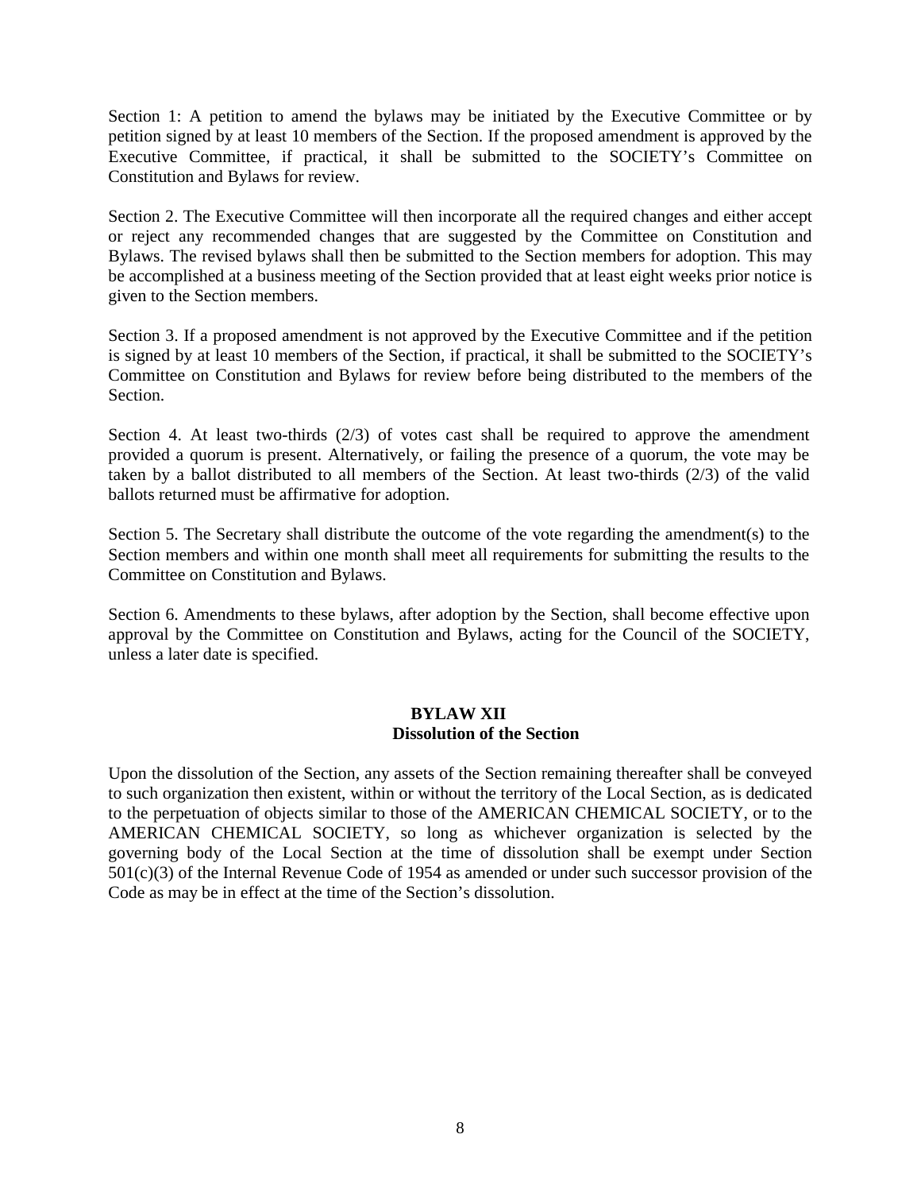Section 1: A petition to amend the bylaws may be initiated by the Executive Committee or by petition signed by at least 10 members of the Section. If the proposed amendment is approved by the Executive Committee, if practical, it shall be submitted to the SOCIETY's Committee on Constitution and Bylaws for review.

Section 2. The Executive Committee will then incorporate all the required changes and either accept or reject any recommended changes that are suggested by the Committee on Constitution and Bylaws. The revised bylaws shall then be submitted to the Section members for adoption. This may be accomplished at a business meeting of the Section provided that at least eight weeks prior notice is given to the Section members.

Section 3. If a proposed amendment is not approved by the Executive Committee and if the petition is signed by at least 10 members of the Section, if practical, it shall be submitted to the SOCIETY's Committee on Constitution and Bylaws for review before being distributed to the members of the Section.

Section 4. At least two-thirds (2/3) of votes cast shall be required to approve the amendment provided a quorum is present. Alternatively, or failing the presence of a quorum, the vote may be taken by a ballot distributed to all members of the Section. At least two-thirds (2/3) of the valid ballots returned must be affirmative for adoption.

Section 5. The Secretary shall distribute the outcome of the vote regarding the amendment(s) to the Section members and within one month shall meet all requirements for submitting the results to the Committee on Constitution and Bylaws.

Section 6. Amendments to these bylaws, after adoption by the Section, shall become effective upon approval by the Committee on Constitution and Bylaws, acting for the Council of the SOCIETY, unless a later date is specified.

## BYLAW XII
## Dissolution of the Section

Upon the dissolution of the Section, any assets of the Section remaining thereafter shall be conveyed to such organization then existent, within or without the territory of the Local Section, as is dedicated to the perpetuation of objects similar to those of the AMERICAN CHEMICAL SOCIETY, or to the AMERICAN CHEMICAL SOCIETY, so long as whichever organization is selected by the governing body of the Local Section at the time of dissolution shall be exempt under Section 501(c)(3) of the Internal Revenue Code of 1954 as amended or under such successor provision of the Code as may be in effect at the time of the Section's dissolution.